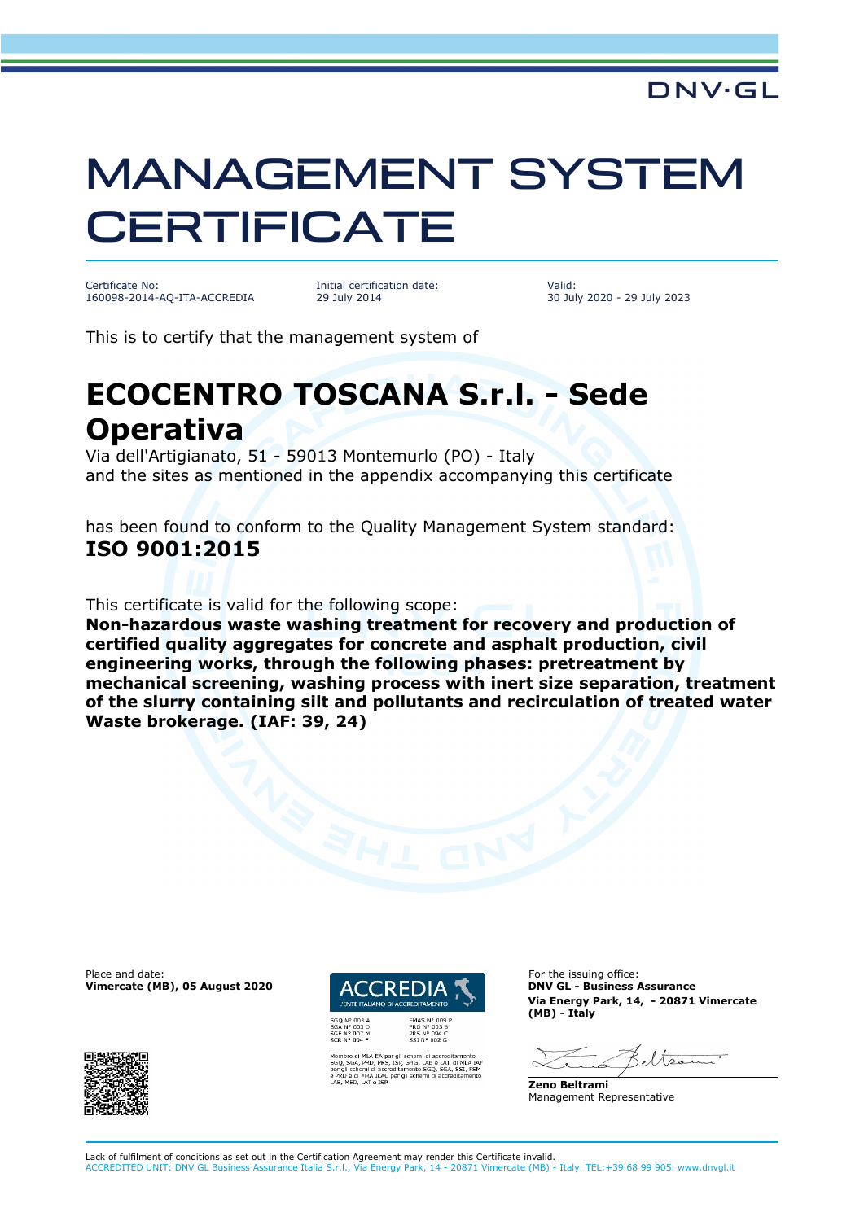DNV·GL

# MANAGEMENT SYSTEM CERTIFICATE

Certificate No:
160098-2014-AQ-ITA-ACCREDIA

Initial certification date:
29 July 2014

Valid:
30 July 2020 - 29 July 2023

This is to certify that the management system of

## ECOCENTRO TOSCANA S.r.l. - Sede Operativa

Via dell'Artigianato, 51 - 59013 Montemurlo (PO) - Italy
and the sites as mentioned in the appendix accompanying this certificate

has been found to conform to the Quality Management System standard:
**ISO 9001:2015**

This certificate is valid for the following scope:
**Non-hazardous waste washing treatment for recovery and production of certified quality aggregates for concrete and asphalt production, civil engineering works, through the following phases: pretreatment by mechanical screening, washing process with inert size separation, treatment of the slurry containing silt and pollutants and recirculation of treated water Waste brokerage. (IAF: 39, 24)**

Place and date:
**Vimercate (MB), 05 August 2020**

ACCREDIA
L'ENTE ITALIANO DI ACCREDITAMENTO

SGQ N° 003 A
SGA N° 003 D
SGE N° 007 M
SCR N° 004 F

EMAS N° 009 P
PRD N° 003 B
PRS N° 094 C
SSI N° 002 G

Membro di MLA EA per gli schemi di accreditamento SGQ, SGA, PRD, PRS, ISP, GHG, LAB e LAT, di MLA IAF per gli schemi di accreditamento SGQ, SGA, SSI, FSM e PRD e di MRA ILAC per gli schemi di accreditamento LAB, MED, LAT e ISP

For the issuing office:
**DNV GL - Business Assurance**
**Via Energy Park, 14, - 20871 Vimercate (MB) - Italy**

**Zeno Beltrami**
Management Representative

Lack of fulfilment of conditions as set out in the Certification Agreement may render this Certificate invalid.
ACCREDITED UNIT: DNV GL Business Assurance Italia S.r.l., Via Energy Park, 14 - 20871 Vimercate (MB) - Italy. TEL:+39 68 99 905. www.dnvgl.it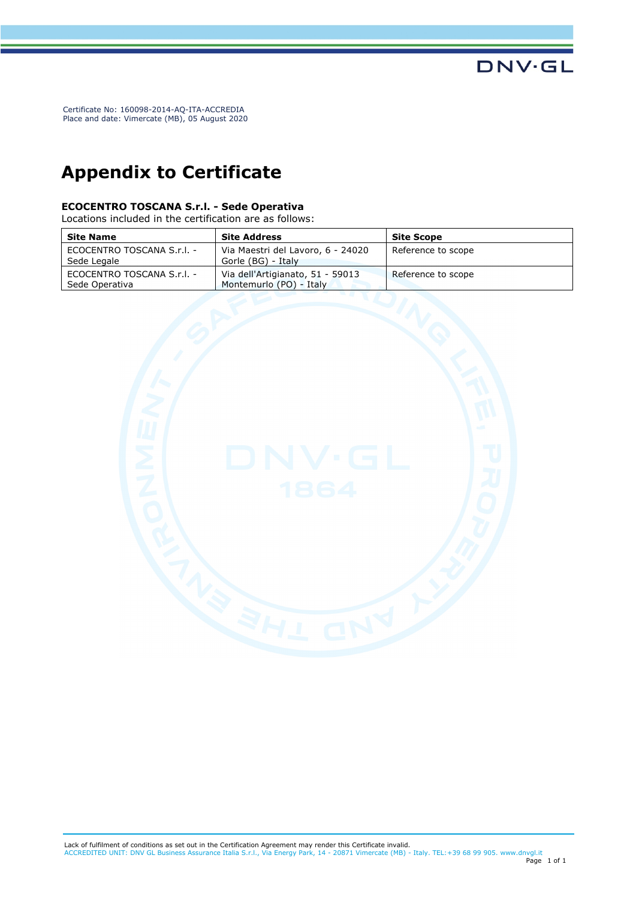Certificate No: 160098-2014-AQ-ITA-ACCREDIA
Place and date: Vimercate (MB), 05 August 2020

# Appendix to Certificate

**ECOCENTRO TOSCANA S.r.l. - Sede Operativa**
Locations included in the certification are as follows:

| Site Name | Site Address | Site Scope |
|---|---|---|
| ECOCENTRO TOSCANA S.r.l. - Sede Legale | Via Maestri del Lavoro, 6 - 24020 Gorle (BG) - Italy | Reference to scope |
| ECOCENTRO TOSCANA S.r.l. - Sede Operativa | Via dell'Artigianato, 51 - 59013 Montemurlo (PO) - Italy | Reference to scope |

Lack of fulfilment of conditions as set out in the Certification Agreement may render this Certificate invalid.
ACCREDITED UNIT: DNV GL Business Assurance Italia S.r.l., Via Energy Park, 14 - 20871 Vimercate (MB) - Italy. TEL:+39 68 99 905. www.dnvgl.it